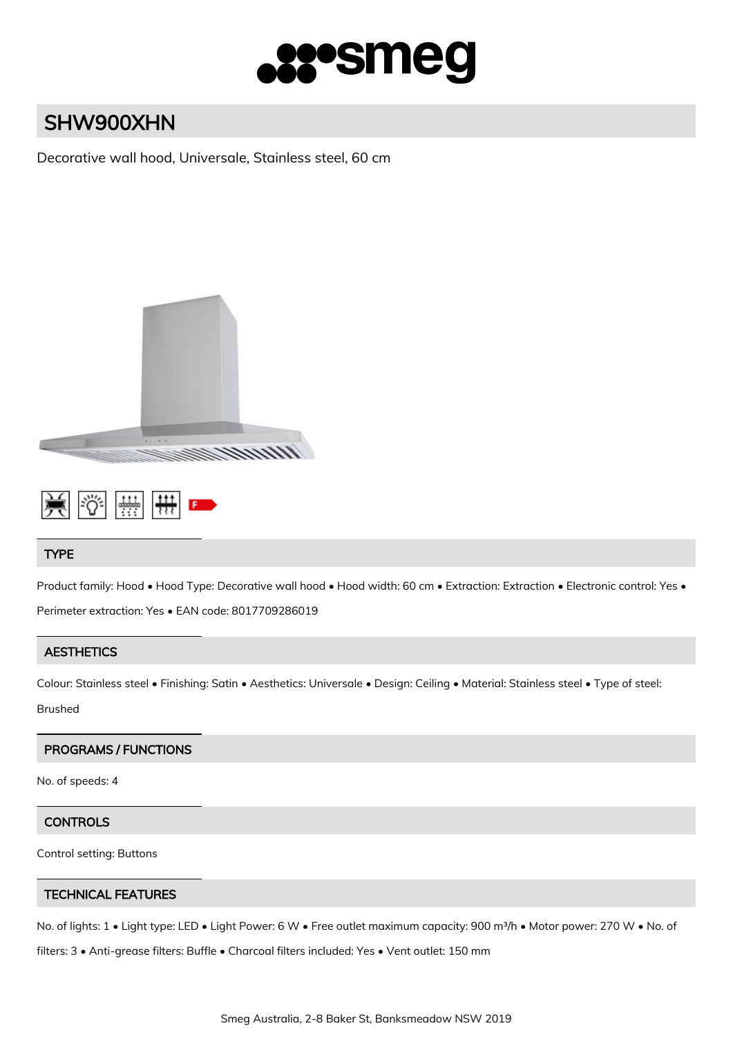# SHW900XHN

Decorative wall hood, Universale, Stainless steel, 60 cm

## TYPE

Product family: Hood • Hood Type: Decorative wall hood • Hood width: 60 cm • Extraction: Extraction • Electronic control: Yes • Perimeter extraction: Yes • EAN code: 8017709286019

## AESTHETICS

Colour: Stainless steel • Finishing: Satin • Aesthetics: Universale • Design: Ceiling • Material: Stainless steel • Type of steel: Brushed

## PROGRAMS / FUNCTIONS

No. of speeds: 4

## CONTROLS

Control setting: Buttons

## TECHNICAL FEATURES

No. of lights: 1 • Light type: LED • Light Power: 6 W • Free outlet maximum capacity: 900 m³/h • Motor power: 270 W • No. of filters: 3 • Anti-grease filters: Buffle • Charcoal filters included: Yes • Vent outlet: 150 mm

Smeg Australia, 2-8 Baker St, Banksmeadow NSW 2019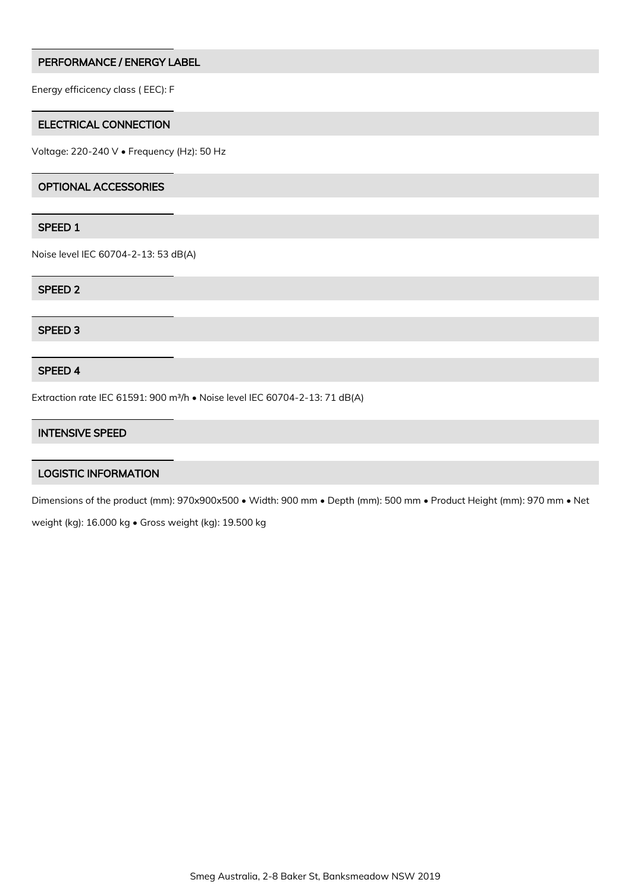## PERFORMANCE / ENERGY LABEL

Energy efficicency class ( EEC): F

## ELECTRICAL CONNECTION

Voltage: 220-240 V • Frequency (Hz): 50 Hz

## OPTIONAL ACCESSORIES

## SPEED 1

Noise level IEC 60704-2-13: 53 dB(A)

## SPEED 2

## SPEED 3

## SPEED 4

Extraction rate IEC 61591: 900 m³/h • Noise level IEC 60704-2-13: 71 dB(A)

## INTENSIVE SPEED

## LOGISTIC INFORMATION

Dimensions of the product (mm): 970x900x500 • Width: 900 mm • Depth (mm): 500 mm • Product Height (mm): 970 mm • Net weight (kg): 16.000 kg • Gross weight (kg): 19.500 kg

Smeg Australia, 2-8 Baker St, Banksmeadow NSW 2019